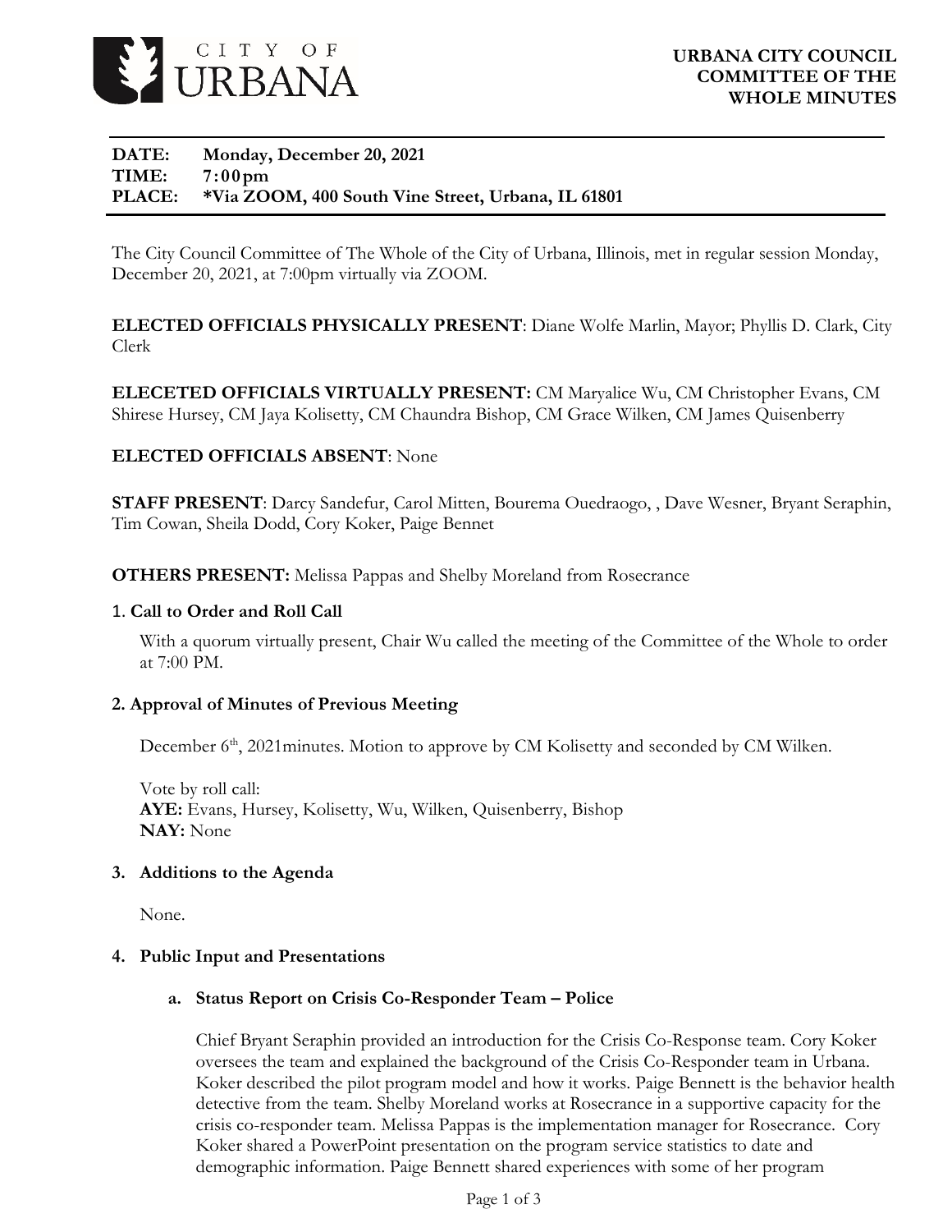CITY OF URBANA

**URBANA CITY COUNCIL COMMITTEE OF THE WHOLE MINUTES**

**DATE:** Monday, December 20, 2021
**TIME:** 7:00pm
**PLACE:** *Via ZOOM, 400 South Vine Street, Urbana, IL 61801

The City Council Committee of The Whole of the City of Urbana, Illinois, met in regular session Monday, December 20, 2021, at 7:00pm virtually via ZOOM.

**ELECTED OFFICIALS PHYSICALLY PRESENT**: Diane Wolfe Marlin, Mayor; Phyllis D. Clark, City Clerk

**ELECETED OFFICIALS VIRTUALLY PRESENT:** CM Maryalice Wu, CM Christopher Evans, CM Shirese Hursey, CM Jaya Kolisetty, CM Chaundra Bishop, CM Grace Wilken, CM James Quisenberry

**ELECTED OFFICIALS ABSENT**: None

**STAFF PRESENT**: Darcy Sandefur, Carol Mitten, Bourema Ouedraogo, , Dave Wesner, Bryant Seraphin, Tim Cowan, Sheila Dodd, Cory Koker, Paige Bennet

**OTHERS PRESENT:** Melissa Pappas and Shelby Moreland from Rosecrance

## 1. Call to Order and Roll Call

With a quorum virtually present, Chair Wu called the meeting of the Committee of the Whole to order at 7:00 PM.

## 2. Approval of Minutes of Previous Meeting

December 6th, 2021minutes. Motion to approve by CM Kolisetty and seconded by CM Wilken.

Vote by roll call:
**AYE:** Evans, Hursey, Kolisetty, Wu, Wilken, Quisenberry, Bishop
**NAY:** None

## 3. Additions to the Agenda

None.

## 4. Public Input and Presentations

### a. Status Report on Crisis Co-Responder Team – Police

Chief Bryant Seraphin provided an introduction for the Crisis Co-Response team. Cory Koker oversees the team and explained the background of the Crisis Co-Responder team in Urbana. Koker described the pilot program model and how it works. Paige Bennett is the behavior health detective from the team. Shelby Moreland works at Rosecrance in a supportive capacity for the crisis co-responder team. Melissa Pappas is the implementation manager for Rosecrance. Cory Koker shared a PowerPoint presentation on the program service statistics to date and demographic information. Paige Bennett shared experiences with some of her program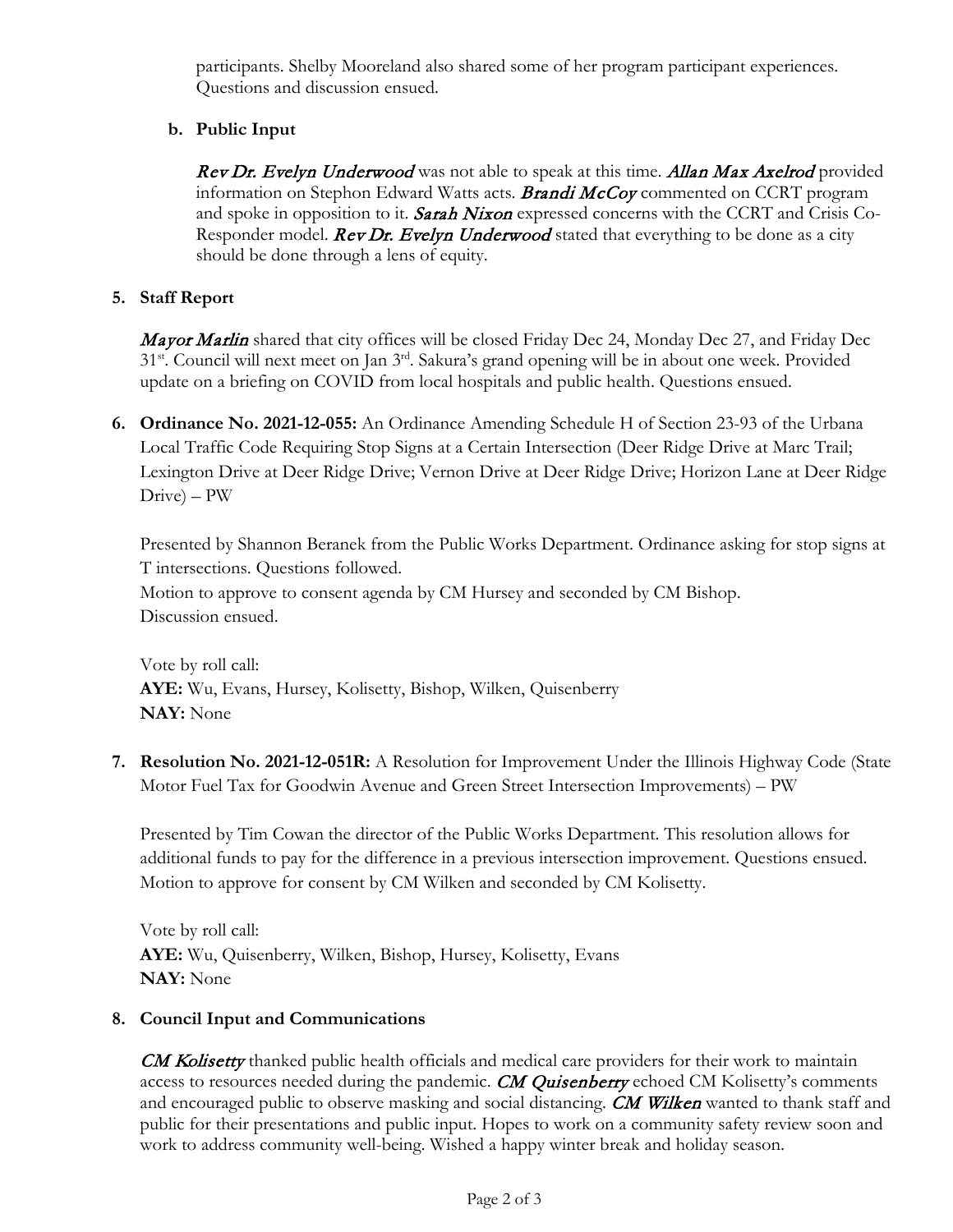participants. Shelby Mooreland also shared some of her program participant experiences. Questions and discussion ensued.

**b. Public Input**

*Rev Dr. Evelyn Underwood* was not able to speak at this time. *Allan Max Axelrod* provided information on Stephon Edward Watts acts. *Brandi McCoy* commented on CCRT program and spoke in opposition to it. *Sarah Nixon* expressed concerns with the CCRT and Crisis Co-Responder model. *Rev Dr. Evelyn Underwood* stated that everything to be done as a city should be done through a lens of equity.

**5. Staff Report**

*Mayor Marlin* shared that city offices will be closed Friday Dec 24, Monday Dec 27, and Friday Dec 31st. Council will next meet on Jan 3rd. Sakura's grand opening will be in about one week. Provided update on a briefing on COVID from local hospitals and public health. Questions ensued.

**6. Ordinance No. 2021-12-055:** An Ordinance Amending Schedule H of Section 23-93 of the Urbana Local Traffic Code Requiring Stop Signs at a Certain Intersection (Deer Ridge Drive at Marc Trail; Lexington Drive at Deer Ridge Drive; Vernon Drive at Deer Ridge Drive; Horizon Lane at Deer Ridge Drive) – PW

Presented by Shannon Beranek from the Public Works Department. Ordinance asking for stop signs at T intersections. Questions followed.
Motion to approve to consent agenda by CM Hursey and seconded by CM Bishop.
Discussion ensued.

Vote by roll call:
**AYE:** Wu, Evans, Hursey, Kolisetty, Bishop, Wilken, Quisenberry
**NAY:** None

**7. Resolution No. 2021-12-051R:** A Resolution for Improvement Under the Illinois Highway Code (State Motor Fuel Tax for Goodwin Avenue and Green Street Intersection Improvements) – PW

Presented by Tim Cowan the director of the Public Works Department. This resolution allows for additional funds to pay for the difference in a previous intersection improvement. Questions ensued. Motion to approve for consent by CM Wilken and seconded by CM Kolisetty.

Vote by roll call:
**AYE:** Wu, Quisenberry, Wilken, Bishop, Hursey, Kolisetty, Evans
**NAY:** None

**8. Council Input and Communications**

*CM Kolisetty* thanked public health officials and medical care providers for their work to maintain access to resources needed during the pandemic. *CM Quisenberry* echoed CM Kolisetty's comments and encouraged public to observe masking and social distancing. *CM Wilken* wanted to thank staff and public for their presentations and public input. Hopes to work on a community safety review soon and work to address community well-being. Wished a happy winter break and holiday season.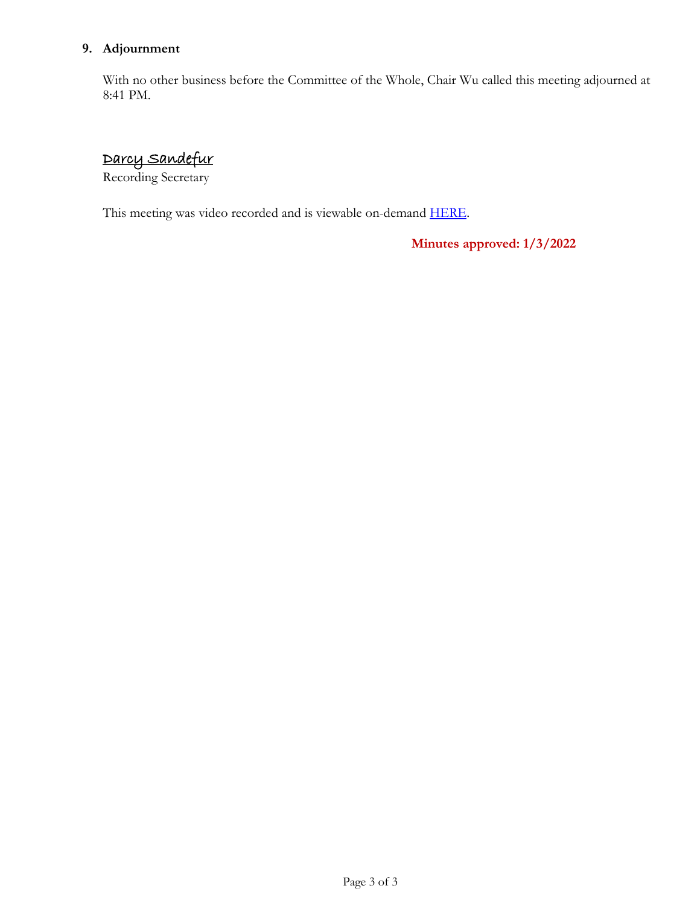## 9. Adjournment

With no other business before the Committee of the Whole, Chair Wu called this meeting adjourned at 8:41 PM.

Darcy Sandefur
Recording Secretary

This meeting was video recorded and is viewable on-demand [HERE](HERE).

**Minutes approved: 1/3/2022**